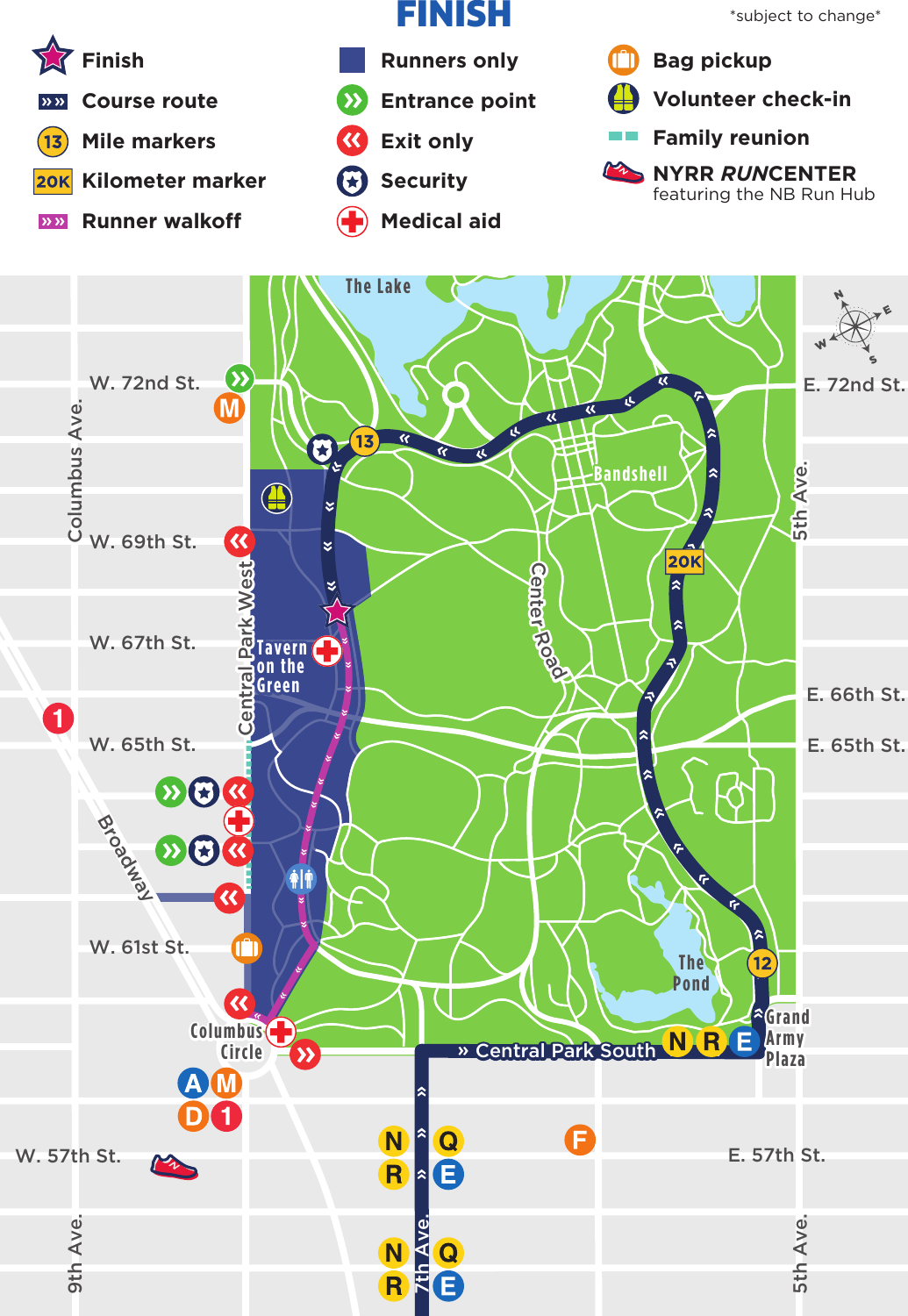# FINISH

*subject to change*

- Finish
- Course route
- Mile markers
- Kilometer marker
- Runner walkoff
- Runners only
- Entrance point
- Exit only
- Security
- Medical aid
- Bag pickup
- Volunteer check-in
- Family reunion
- NYRR *RUN*CENTER featuring the NB Run Hub

The Lake

W. 72nd St.

E. 72nd St.

Columbus Ave.

5th Ave.

13

Bandshell

W. 69th St.

20K

Central Park West

Center Road

W. 67th St.

Tavern on the Green

E. 66th St.

W. 65th St.

E. 65th St.

1

Broadway

W. 61st St.

The Pond

12

Columbus Circle

Central Park South

N R E

Grand Army Plaza

A M

D 1

W. 57th St.

N Q

R E

F

E. 57th St.

N Q

R E

9th Ave.

7th Ave.

5th Ave.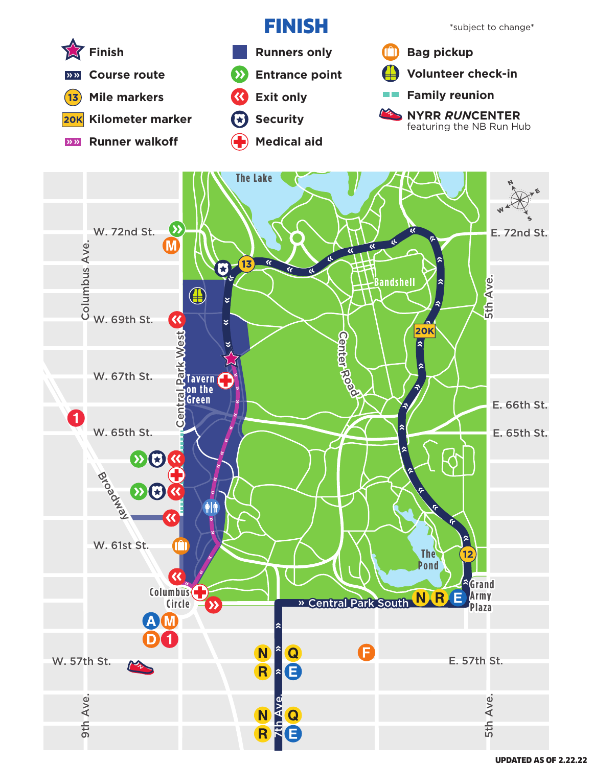# FINISH

*subject to change*

- Finish
- Course route
- 13 Mile markers
- 20K Kilometer marker
- Runner walkoff
- Runners only
- Entrance point
- Exit only
- Security
- Medical aid
- Bag pickup
- Volunteer check-in
- Family reunion
- NYRR *RUN*CENTER featuring the NB Run Hub

The Lake

W. 72nd St.

E. 72nd St.

Columbus Ave.

13

Bandshell

5th Ave.

W. 69th St.

20K

Central Park West

Center Road

W. 67th St.

Tavern on the Green

E. 66th St.

1

W. 65th St.

E. 65th St.

Broadway

W. 61st St.

The Pond

12

Columbus Circle

Grand Army Plaza

» Central Park South

N R E

A M

D 1

W. 57th St.

N Q

R E

F

E. 57th St.

N Q

R E

9th Ave.

7th Ave.

5th Ave.

UPDATED AS OF 2.22.22